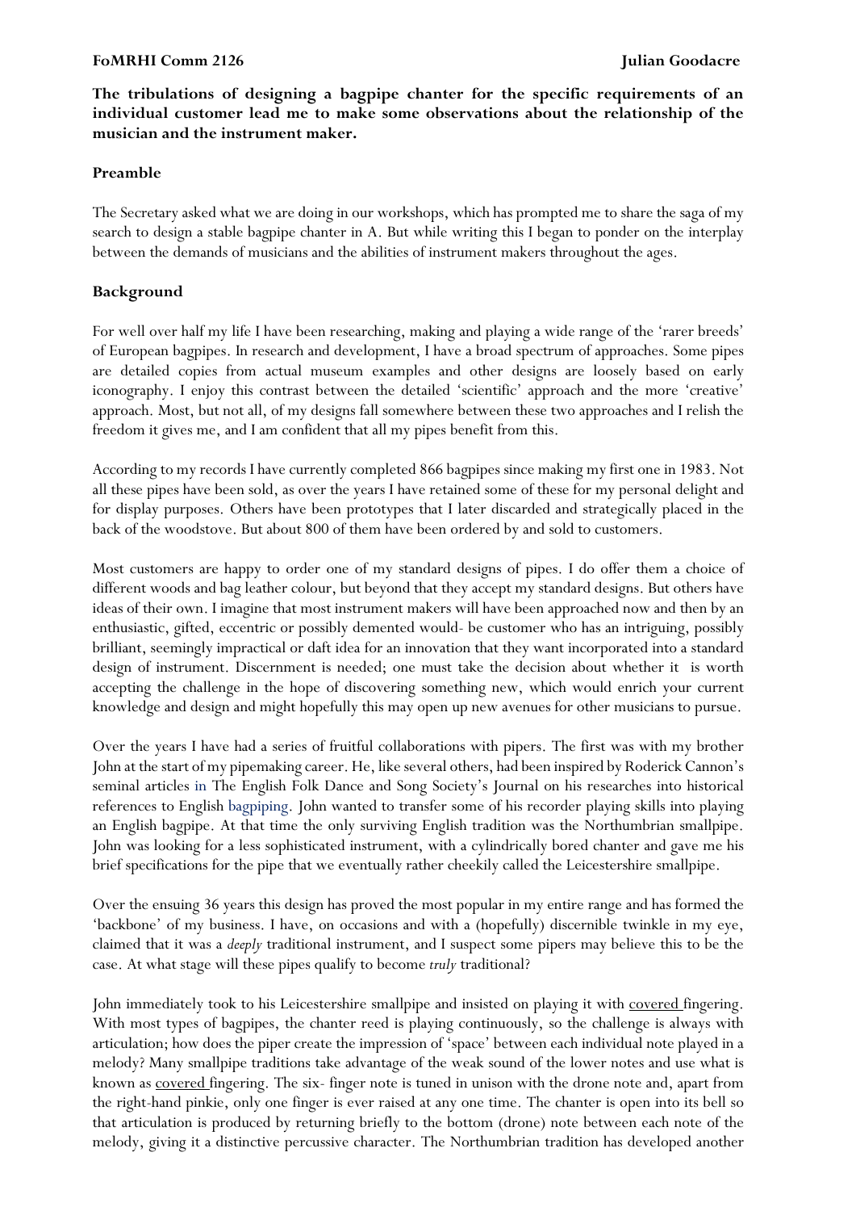**FoMRHI Comm 2126** **Julian Goodacre**

**The tribulations of designing a bagpipe chanter for the specific requirements of an individual customer lead me to make some observations about the relationship of the musician and the instrument maker.**

## Preamble

The Secretary asked what we are doing in our workshops, which has prompted me to share the saga of my search to design a stable bagpipe chanter in A. But while writing this I began to ponder on the interplay between the demands of musicians and the abilities of instrument makers throughout the ages.

## Background

For well over half my life I have been researching, making and playing a wide range of the 'rarer breeds' of European bagpipes. In research and development, I have a broad spectrum of approaches. Some pipes are detailed copies from actual museum examples and other designs are loosely based on early iconography. I enjoy this contrast between the detailed 'scientific' approach and the more 'creative' approach. Most, but not all, of my designs fall somewhere between these two approaches and I relish the freedom it gives me, and I am confident that all my pipes benefit from this.

According to my records I have currently completed 866 bagpipes since making my first one in 1983. Not all these pipes have been sold, as over the years I have retained some of these for my personal delight and for display purposes. Others have been prototypes that I later discarded and strategically placed in the back of the woodstove. But about 800 of them have been ordered by and sold to customers.

Most customers are happy to order one of my standard designs of pipes. I do offer them a choice of different woods and bag leather colour, but beyond that they accept my standard designs. But others have ideas of their own. I imagine that most instrument makers will have been approached now and then by an enthusiastic, gifted, eccentric or possibly demented would- be customer who has an intriguing, possibly brilliant, seemingly impractical or daft idea for an innovation that they want incorporated into a standard design of instrument. Discernment is needed; one must take the decision about whether it is worth accepting the challenge in the hope of discovering something new, which would enrich your current knowledge and design and might hopefully this may open up new avenues for other musicians to pursue.

Over the years I have had a series of fruitful collaborations with pipers. The first was with my brother John at the start of my pipemaking career. He, like several others, had been inspired by Roderick Cannon's seminal articles in The English Folk Dance and Song Society's Journal on his researches into historical references to English bagpiping. John wanted to transfer some of his recorder playing skills into playing an English bagpipe. At that time the only surviving English tradition was the Northumbrian smallpipe. John was looking for a less sophisticated instrument, with a cylindrically bored chanter and gave me his brief specifications for the pipe that we eventually rather cheekily called the Leicestershire smallpipe.

Over the ensuing 36 years this design has proved the most popular in my entire range and has formed the 'backbone' of my business. I have, on occasions and with a (hopefully) discernible twinkle in my eye, claimed that it was a *deeply* traditional instrument, and I suspect some pipers may believe this to be the case. At what stage will these pipes qualify to become *truly* traditional?

John immediately took to his Leicestershire smallpipe and insisted on playing it with covered fingering. With most types of bagpipes, the chanter reed is playing continuously, so the challenge is always with articulation; how does the piper create the impression of 'space' between each individual note played in a melody? Many smallpipe traditions take advantage of the weak sound of the lower notes and use what is known as covered fingering. The six- finger note is tuned in unison with the drone note and, apart from the right-hand pinkie, only one finger is ever raised at any one time. The chanter is open into its bell so that articulation is produced by returning briefly to the bottom (drone) note between each note of the melody, giving it a distinctive percussive character. The Northumbrian tradition has developed another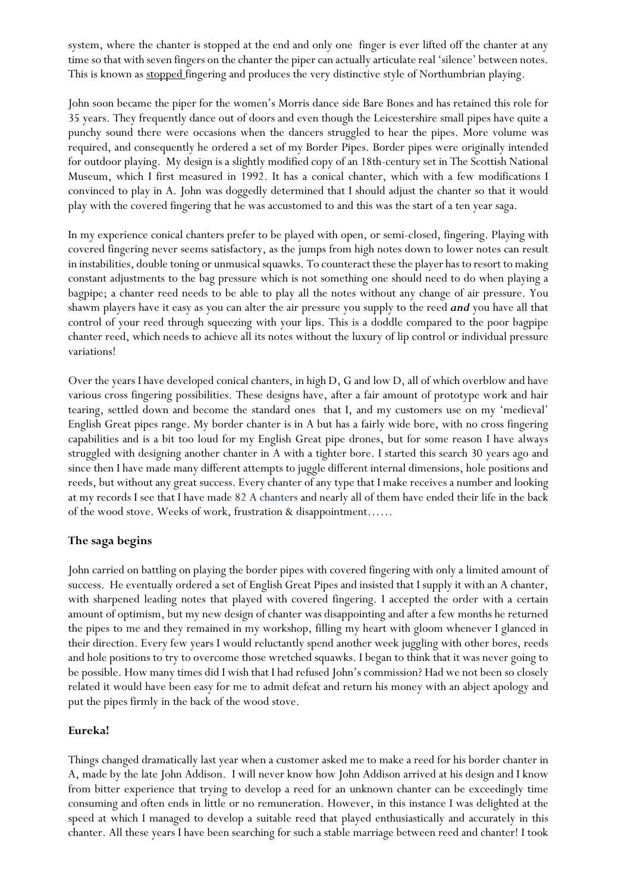system, where the chanter is stopped at the end and only one finger is ever lifted off the chanter at any time so that with seven fingers on the chanter the piper can actually articulate real 'silence' between notes. This is known as stopped fingering and produces the very distinctive style of Northumbrian playing.

John soon became the piper for the women's Morris dance side Bare Bones and has retained this role for 35 years. They frequently dance out of doors and even though the Leicestershire small pipes have quite a punchy sound there were occasions when the dancers struggled to hear the pipes. More volume was required, and consequently he ordered a set of my Border Pipes. Border pipes were originally intended for outdoor playing. My design is a slightly modified copy of an 18th-century set in The Scottish National Museum, which I first measured in 1992. It has a conical chanter, which with a few modifications I convinced to play in A. John was doggedly determined that I should adjust the chanter so that it would play with the covered fingering that he was accustomed to and this was the start of a ten year saga.

In my experience conical chanters prefer to be played with open, or semi-closed, fingering. Playing with covered fingering never seems satisfactory, as the jumps from high notes down to lower notes can result in instabilities, double toning or unmusical squawks. To counteract these the player has to resort to making constant adjustments to the bag pressure which is not something one should need to do when playing a bagpipe; a chanter reed needs to be able to play all the notes without any change of air pressure. You shawm players have it easy as you can alter the air pressure you supply to the reed ***and*** you have all that control of your reed through squeezing with your lips. This is a doddle compared to the poor bagpipe chanter reed, which needs to achieve all its notes without the luxury of lip control or individual pressure variations!

Over the years I have developed conical chanters, in high D, G and low D, all of which overblow and have various cross fingering possibilities. These designs have, after a fair amount of prototype work and hair tearing, settled down and become the standard ones that I, and my customers use on my 'medieval' English Great pipes range. My border chanter is in A but has a fairly wide bore, with no cross fingering capabilities and is a bit too loud for my English Great pipe drones, but for some reason I have always struggled with designing another chanter in A with a tighter bore. I started this search 30 years ago and since then I have made many different attempts to juggle different internal dimensions, hole positions and reeds, but without any great success. Every chanter of any type that I make receives a number and looking at my records I see that I have made 82 A chanters and nearly all of them have ended their life in the back of the wood stove. Weeks of work, frustration & disappointment……

### The saga begins

John carried on battling on playing the border pipes with covered fingering with only a limited amount of success. He eventually ordered a set of English Great Pipes and insisted that I supply it with an A chanter, with sharpened leading notes that played with covered fingering. I accepted the order with a certain amount of optimism, but my new design of chanter was disappointing and after a few months he returned the pipes to me and they remained in my workshop, filling my heart with gloom whenever I glanced in their direction. Every few years I would reluctantly spend another week juggling with other bores, reeds and hole positions to try to overcome those wretched squawks. I began to think that it was never going to be possible. How many times did I wish that I had refused John's commission? Had we not been so closely related it would have been easy for me to admit defeat and return his money with an abject apology and put the pipes firmly in the back of the wood stove.

### Eureka!

Things changed dramatically last year when a customer asked me to make a reed for his border chanter in A, made by the late John Addison. I will never know how John Addison arrived at his design and I know from bitter experience that trying to develop a reed for an unknown chanter can be exceedingly time consuming and often ends in little or no remuneration. However, in this instance I was delighted at the speed at which I managed to develop a suitable reed that played enthusiastically and accurately in this chanter. All these years I have been searching for such a stable marriage between reed and chanter! I took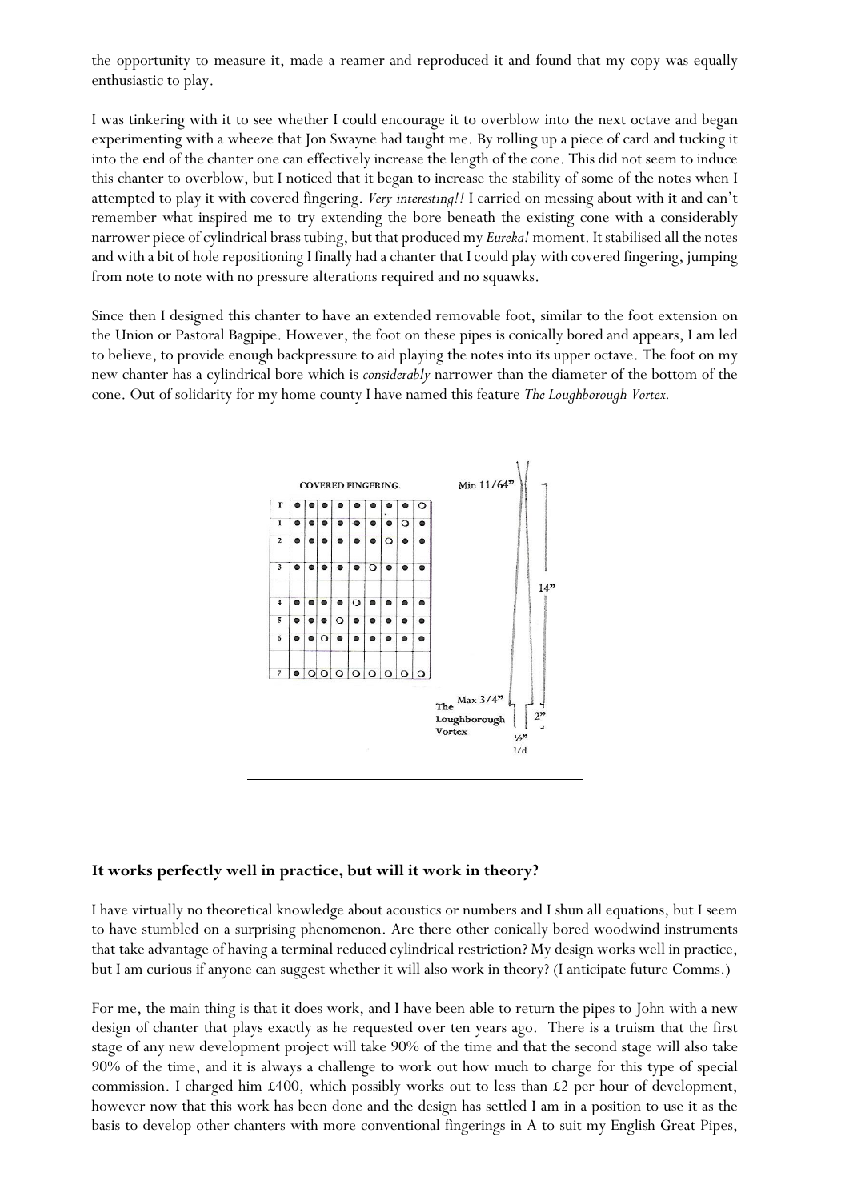the opportunity to measure it, made a reamer and reproduced it and found that my copy was equally enthusiastic to play.

I was tinkering with it to see whether I could encourage it to overblow into the next octave and began experimenting with a wheeze that Jon Swayne had taught me. By rolling up a piece of card and tucking it into the end of the chanter one can effectively increase the length of the cone. This did not seem to induce this chanter to overblow, but I noticed that it began to increase the stability of some of the notes when I attempted to play it with covered fingering. *Very interesting!!* I carried on messing about with it and can't remember what inspired me to try extending the bore beneath the existing cone with a considerably narrower piece of cylindrical brass tubing, but that produced my *Eureka!* moment. It stabilised all the notes and with a bit of hole repositioning I finally had a chanter that I could play with covered fingering, jumping from note to note with no pressure alterations required and no squawks.

Since then I designed this chanter to have an extended removable foot, similar to the foot extension on the Union or Pastoral Bagpipe. However, the foot on these pipes is conically bored and appears, I am led to believe, to provide enough backpressure to aid playing the notes into its upper octave. The foot on my new chanter has a cylindrical bore which is *considerably* narrower than the diameter of the bottom of the cone. Out of solidarity for my home county I have named this feature *The Loughborough Vortex.*

**COVERED FINGERING.**

| | | | | | | | | | |
|---|---|---|---|---|---|---|---|---|---|
| T | ● | ● | ● | ● | ● | ● | ● | ● | ○ |
| 1 | ● | ● | ● | ● | ● | ● | ● | ○ | ● |
| 2 | ● | ● | ● | ● | ● | ● | ○ | ● | ● |
| 3 | ● | ● | ● | ● | ● | ○ | ● | ● | ● |
| 4 | ● | ● | ● | ● | ○ | ● | ● | ● | ● |
| 5 | ● | ● | ● | ○ | ● | ● | ● | ● | ● |
| 6 | ● | ● | ○ | ● | ● | ● | ● | ● | ● |
| 7 | ● | ○ | ○ | ○ | ○ | ○ | ○ | ○ | ○ |

Min 11/64" — 14" — Max 3/4" — The Loughborough Vortex — 2" — ½" I/d

## It works perfectly well in practice, but will it work in theory?

I have virtually no theoretical knowledge about acoustics or numbers and I shun all equations, but I seem to have stumbled on a surprising phenomenon. Are there other conically bored woodwind instruments that take advantage of having a terminal reduced cylindrical restriction? My design works well in practice, but I am curious if anyone can suggest whether it will also work in theory? (I anticipate future Comms.)

For me, the main thing is that it does work, and I have been able to return the pipes to John with a new design of chanter that plays exactly as he requested over ten years ago. There is a truism that the first stage of any new development project will take 90% of the time and that the second stage will also take 90% of the time, and it is always a challenge to work out how much to charge for this type of special commission. I charged him £400, which possibly works out to less than £2 per hour of development, however now that this work has been done and the design has settled I am in a position to use it as the basis to develop other chanters with more conventional fingerings in A to suit my English Great Pipes,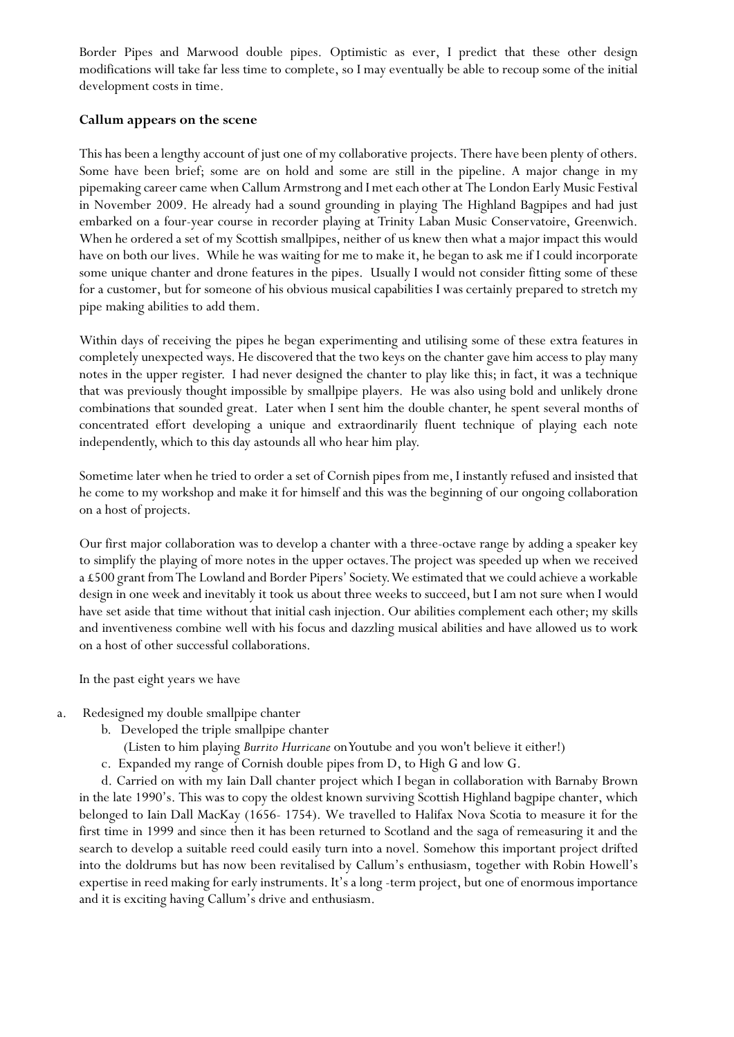Border Pipes and Marwood double pipes. Optimistic as ever, I predict that these other design modifications will take far less time to complete, so I may eventually be able to recoup some of the initial development costs in time.

**Callum appears on the scene**

This has been a lengthy account of just one of my collaborative projects. There have been plenty of others. Some have been brief; some are on hold and some are still in the pipeline. A major change in my pipemaking career came when Callum Armstrong and I met each other at The London Early Music Festival in November 2009. He already had a sound grounding in playing The Highland Bagpipes and had just embarked on a four-year course in recorder playing at Trinity Laban Music Conservatoire, Greenwich. When he ordered a set of my Scottish smallpipes, neither of us knew then what a major impact this would have on both our lives. While he was waiting for me to make it, he began to ask me if I could incorporate some unique chanter and drone features in the pipes. Usually I would not consider fitting some of these for a customer, but for someone of his obvious musical capabilities I was certainly prepared to stretch my pipe making abilities to add them.

Within days of receiving the pipes he began experimenting and utilising some of these extra features in completely unexpected ways. He discovered that the two keys on the chanter gave him access to play many notes in the upper register. I had never designed the chanter to play like this; in fact, it was a technique that was previously thought impossible by smallpipe players. He was also using bold and unlikely drone combinations that sounded great. Later when I sent him the double chanter, he spent several months of concentrated effort developing a unique and extraordinarily fluent technique of playing each note independently, which to this day astounds all who hear him play.

Sometime later when he tried to order a set of Cornish pipes from me, I instantly refused and insisted that he come to my workshop and make it for himself and this was the beginning of our ongoing collaboration on a host of projects.

Our first major collaboration was to develop a chanter with a three-octave range by adding a speaker key to simplify the playing of more notes in the upper octaves. The project was speeded up when we received a £500 grant from The Lowland and Border Pipers' Society. We estimated that we could achieve a workable design in one week and inevitably it took us about three weeks to succeed, but I am not sure when I would have set aside that time without that initial cash injection. Our abilities complement each other; my skills and inventiveness combine well with his focus and dazzling musical abilities and have allowed us to work on a host of other successful collaborations.

In the past eight years we have

a. Redesigned my double smallpipe chanter

b. Developed the triple smallpipe chanter
(Listen to him playing *Burrito Hurricane* on Youtube and you won't believe it either!)

c. Expanded my range of Cornish double pipes from D, to High G and low G.

d. Carried on with my Iain Dall chanter project which I began in collaboration with Barnaby Brown in the late 1990's. This was to copy the oldest known surviving Scottish Highland bagpipe chanter, which belonged to Iain Dall MacKay (1656- 1754). We travelled to Halifax Nova Scotia to measure it for the first time in 1999 and since then it has been returned to Scotland and the saga of remeasuring it and the search to develop a suitable reed could easily turn into a novel. Somehow this important project drifted into the doldrums but has now been revitalised by Callum's enthusiasm, together with Robin Howell's expertise in reed making for early instruments. It's a long -term project, but one of enormous importance and it is exciting having Callum's drive and enthusiasm.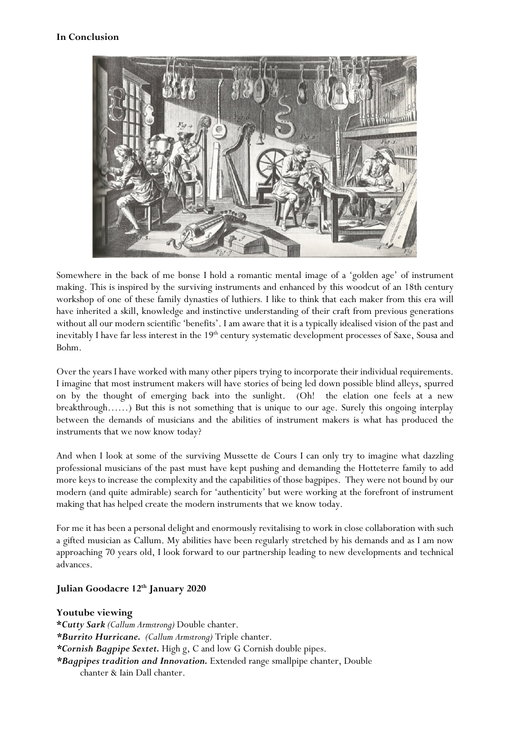**In Conclusion**

Somewhere in the back of me bonse I hold a romantic mental image of a 'golden age' of instrument making. This is inspired by the surviving instruments and enhanced by this woodcut of an 18th century workshop of one of these family dynasties of luthiers. I like to think that each maker from this era will have inherited a skill, knowledge and instinctive understanding of their craft from previous generations without all our modern scientific 'benefits'. I am aware that it is a typically idealised vision of the past and inevitably I have far less interest in the 19th century systematic development processes of Saxe, Sousa and Bohm.

Over the years I have worked with many other pipers trying to incorporate their individual requirements. I imagine that most instrument makers will have stories of being led down possible blind alleys, spurred on by the thought of emerging back into the sunlight. (Oh! the elation one feels at a new breakthrough……) But this is not something that is unique to our age. Surely this ongoing interplay between the demands of musicians and the abilities of instrument makers is what has produced the instruments that we now know today?

And when I look at some of the surviving Mussette de Cours I can only try to imagine what dazzling professional musicians of the past must have kept pushing and demanding the Hotteterre family to add more keys to increase the complexity and the capabilities of those bagpipes. They were not bound by our modern (and quite admirable) search for 'authenticity' but were working at the forefront of instrument making that has helped create the modern instruments that we know today.

For me it has been a personal delight and enormously revitalising to work in close collaboration with such a gifted musician as Callum. My abilities have been regularly stretched by his demands and as I am now approaching 70 years old, I look forward to our partnership leading to new developments and technical advances.

**Julian Goodacre 12th January 2020**

**Youtube viewing**

***Cutty Sark** *(Callum Armstrong)* Double chanter.
***Burrito Hurricane.** *(Callum Armstrong)* Triple chanter.
***Cornish Bagpipe Sextet.** High g, C and low G Cornish double pipes.
***Bagpipes tradition and Innovation.** Extended range smallpipe chanter, Double chanter & Iain Dall chanter.